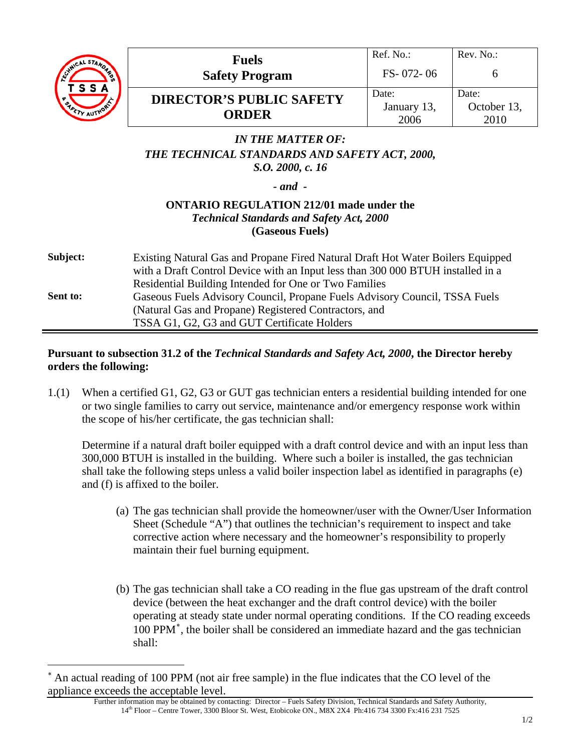| Fuels Safety Program | Ref. No.: FS- 072- 06 | Rev. No.: 6 |
|---|---|---|
| **DIRECTOR'S PUBLIC SAFETY ORDER** | Date: January 13, 2006 | Date: October 13, 2010 |

***IN THE MATTER OF:***
***THE TECHNICAL STANDARDS AND SAFETY ACT, 2000, S.O. 2000, c. 16***

***- and -***

**ONTARIO REGULATION 212/01 made under the *Technical Standards and Safety Act, 2000* (Gaseous Fuels)**

**Subject:** Existing Natural Gas and Propane Fired Natural Draft Hot Water Boilers Equipped with a Draft Control Device with an Input less than 300 000 BTUH installed in a Residential Building Intended for One or Two Families

**Sent to:** Gaseous Fuels Advisory Council, Propane Fuels Advisory Council, TSSA Fuels (Natural Gas and Propane) Registered Contractors, and TSSA G1, G2, G3 and GUT Certificate Holders

---

**Pursuant to subsection 31.2 of the *Technical Standards and Safety Act, 2000*, the Director hereby orders the following:**

1.(1) When a certified G1, G2, G3 or GUT gas technician enters a residential building intended for one or two single families to carry out service, maintenance and/or emergency response work within the scope of his/her certificate, the gas technician shall:

Determine if a natural draft boiler equipped with a draft control device and with an input less than 300,000 BTUH is installed in the building. Where such a boiler is installed, the gas technician shall take the following steps unless a valid boiler inspection label as identified in paragraphs (e) and (f) is affixed to the boiler.

(a) The gas technician shall provide the homeowner/user with the Owner/User Information Sheet (Schedule "A") that outlines the technician's requirement to inspect and take corrective action where necessary and the homeowner's responsibility to properly maintain their fuel burning equipment.

(b) The gas technician shall take a CO reading in the flue gas upstream of the draft control device (between the heat exchanger and the draft control device) with the boiler operating at steady state under normal operating conditions. If the CO reading exceeds 100 PPM*, the boiler shall be considered an immediate hazard and the gas technician shall:

---

* An actual reading of 100 PPM (not air free sample) in the flue indicates that the CO level of the appliance exceeds the acceptable level.

Further information may be obtained by contacting: Director – Fuels Safety Division, Technical Standards and Safety Authority, 14th Floor – Centre Tower, 3300 Bloor St. West, Etobicoke ON., M8X 2X4 Ph:416 734 3300 Fx:416 231 7525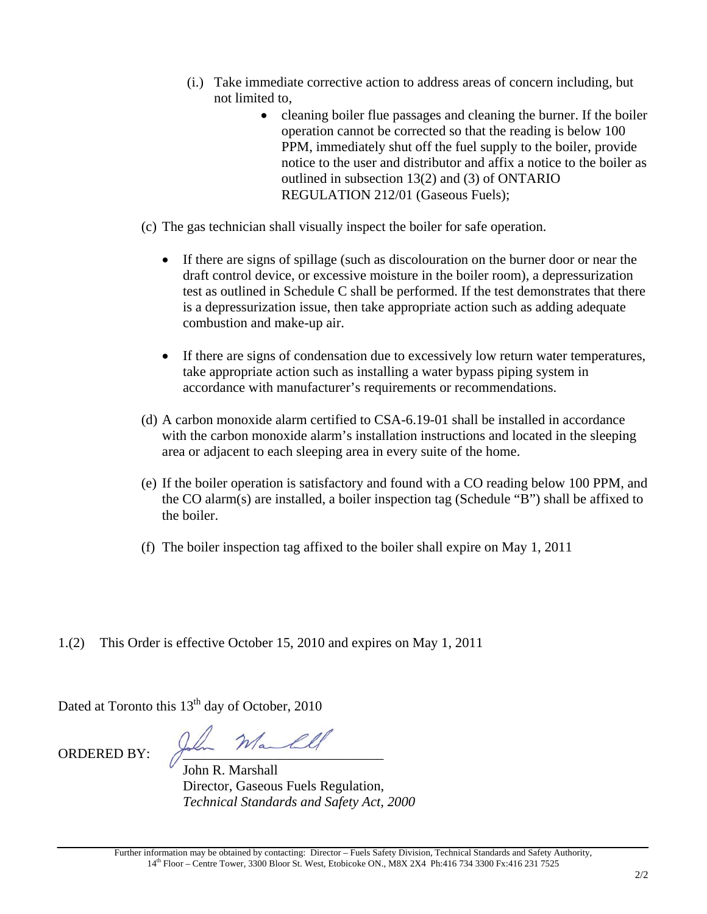(i.) Take immediate corrective action to address areas of concern including, but not limited to,

- cleaning boiler flue passages and cleaning the burner. If the boiler operation cannot be corrected so that the reading is below 100 PPM, immediately shut off the fuel supply to the boiler, provide notice to the user and distributor and affix a notice to the boiler as outlined in subsection 13(2) and (3) of ONTARIO REGULATION 212/01 (Gaseous Fuels);

(c) The gas technician shall visually inspect the boiler for safe operation.

- If there are signs of spillage (such as discolouration on the burner door or near the draft control device, or excessive moisture in the boiler room), a depressurization test as outlined in Schedule C shall be performed. If the test demonstrates that there is a depressurization issue, then take appropriate action such as adding adequate combustion and make-up air.

- If there are signs of condensation due to excessively low return water temperatures, take appropriate action such as installing a water bypass piping system in accordance with manufacturer's requirements or recommendations.

(d) A carbon monoxide alarm certified to CSA-6.19-01 shall be installed in accordance with the carbon monoxide alarm's installation instructions and located in the sleeping area or adjacent to each sleeping area in every suite of the home.

(e) If the boiler operation is satisfactory and found with a CO reading below 100 PPM, and the CO alarm(s) are installed, a boiler inspection tag (Schedule "B") shall be affixed to the boiler.

(f) The boiler inspection tag affixed to the boiler shall expire on May 1, 2011

1.(2) This Order is effective October 15, 2010 and expires on May 1, 2011

Dated at Toronto this 13th day of October, 2010

ORDERED BY: John Marshall

John R. Marshall
Director, Gaseous Fuels Regulation,
*Technical Standards and Safety Act, 2000*

Further information may be obtained by contacting: Director – Fuels Safety Division, Technical Standards and Safety Authority, 14th Floor – Centre Tower, 3300 Bloor St. West, Etobicoke ON., M8X 2X4 Ph:416 734 3300 Fx:416 231 7525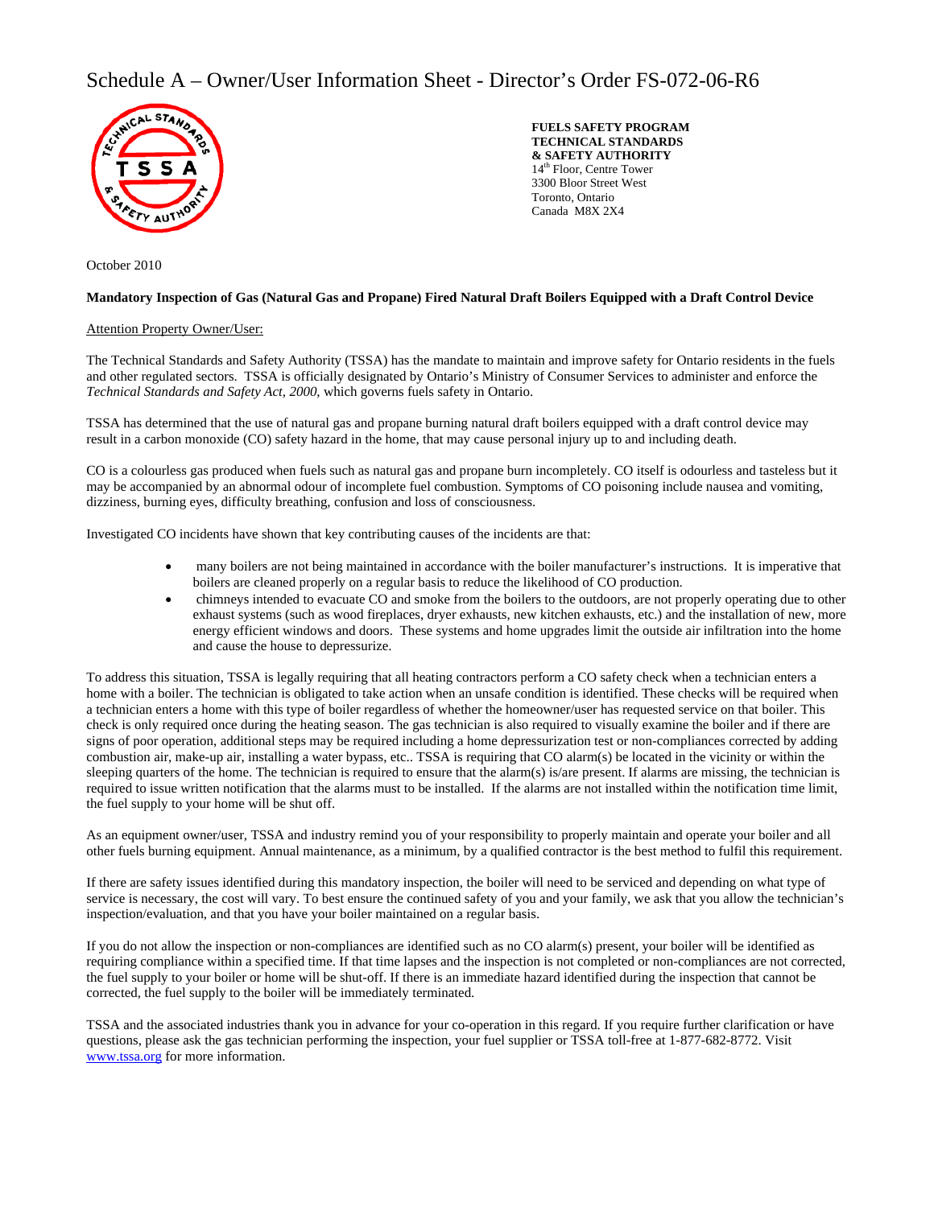# Schedule A – Owner/User Information Sheet - Director's Order FS-072-06-R6

**FUELS SAFETY PROGRAM**
**TECHNICAL STANDARDS**
**& SAFETY AUTHORITY**
14th Floor, Centre Tower
3300 Bloor Street West
Toronto, Ontario
Canada M8X 2X4

October 2010

**Mandatory Inspection of Gas (Natural Gas and Propane) Fired Natural Draft Boilers Equipped with a Draft Control Device**

Attention Property Owner/User:

The Technical Standards and Safety Authority (TSSA) has the mandate to maintain and improve safety for Ontario residents in the fuels and other regulated sectors. TSSA is officially designated by Ontario's Ministry of Consumer Services to administer and enforce the *Technical Standards and Safety Act, 2000*, which governs fuels safety in Ontario.

TSSA has determined that the use of natural gas and propane burning natural draft boilers equipped with a draft control device may result in a carbon monoxide (CO) safety hazard in the home, that may cause personal injury up to and including death.

CO is a colourless gas produced when fuels such as natural gas and propane burn incompletely. CO itself is odourless and tasteless but it may be accompanied by an abnormal odour of incomplete fuel combustion. Symptoms of CO poisoning include nausea and vomiting, dizziness, burning eyes, difficulty breathing, confusion and loss of consciousness.

Investigated CO incidents have shown that key contributing causes of the incidents are that:

- many boilers are not being maintained in accordance with the boiler manufacturer's instructions. It is imperative that boilers are cleaned properly on a regular basis to reduce the likelihood of CO production.
- chimneys intended to evacuate CO and smoke from the boilers to the outdoors, are not properly operating due to other exhaust systems (such as wood fireplaces, dryer exhausts, new kitchen exhausts, etc.) and the installation of new, more energy efficient windows and doors. These systems and home upgrades limit the outside air infiltration into the home and cause the house to depressurize.

To address this situation, TSSA is legally requiring that all heating contractors perform a CO safety check when a technician enters a home with a boiler. The technician is obligated to take action when an unsafe condition is identified. These checks will be required when a technician enters a home with this type of boiler regardless of whether the homeowner/user has requested service on that boiler. This check is only required once during the heating season. The gas technician is also required to visually examine the boiler and if there are signs of poor operation, additional steps may be required including a home depressurization test or non-compliances corrected by adding combustion air, make-up air, installing a water bypass, etc.. TSSA is requiring that CO alarm(s) be located in the vicinity or within the sleeping quarters of the home. The technician is required to ensure that the alarm(s) is/are present. If alarms are missing, the technician is required to issue written notification that the alarms must to be installed. If the alarms are not installed within the notification time limit, the fuel supply to your home will be shut off.

As an equipment owner/user, TSSA and industry remind you of your responsibility to properly maintain and operate your boiler and all other fuels burning equipment. Annual maintenance, as a minimum, by a qualified contractor is the best method to fulfil this requirement.

If there are safety issues identified during this mandatory inspection, the boiler will need to be serviced and depending on what type of service is necessary, the cost will vary. To best ensure the continued safety of you and your family, we ask that you allow the technician's inspection/evaluation, and that you have your boiler maintained on a regular basis.

If you do not allow the inspection or non-compliances are identified such as no CO alarm(s) present, your boiler will be identified as requiring compliance within a specified time. If that time lapses and the inspection is not completed or non-compliances are not corrected, the fuel supply to your boiler or home will be shut-off. If there is an immediate hazard identified during the inspection that cannot be corrected, the fuel supply to the boiler will be immediately terminated.

TSSA and the associated industries thank you in advance for your co-operation in this regard. If you require further clarification or have questions, please ask the gas technician performing the inspection, your fuel supplier or TSSA toll-free at 1-877-682-8772. Visit www.tssa.org for more information.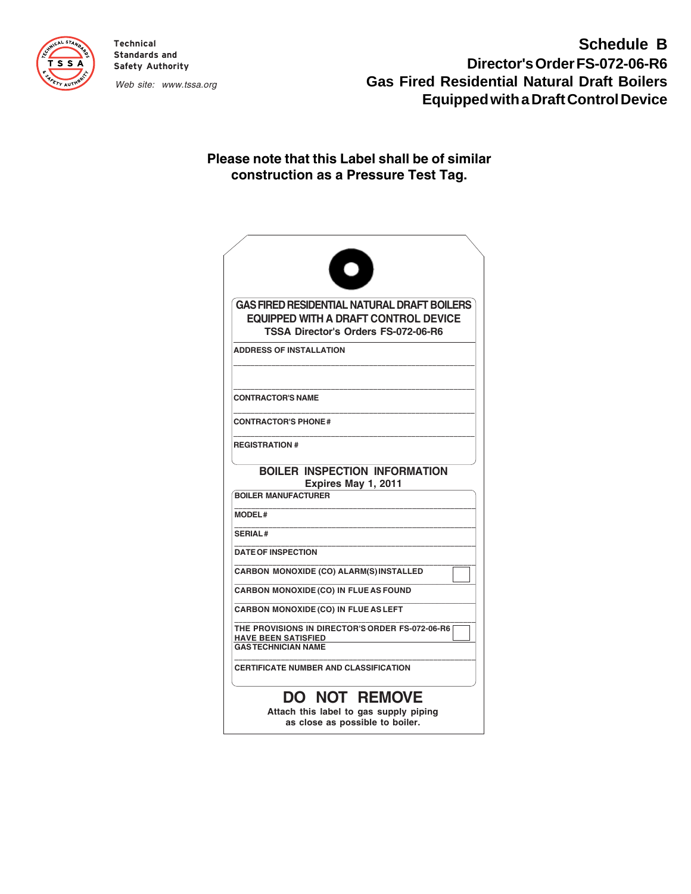Technical Standards and Safety Authority

*Web site: www.tssa.org*

# Schedule B

## Director's Order FS-072-06-R6

## Gas Fired Residential Natural Draft Boilers Equipped with a Draft Control Device

**Please note that this Label shall be of similar construction as a Pressure Test Tag.**

---

**GAS FIRED RESIDENTIAL NATURAL DRAFT BOILERS EQUIPPED WITH A DRAFT CONTROL DEVICE**

**TSSA Director's Orders FS-072-06-R6**

ADDRESS OF INSTALLATION

______________________________________________

______________________________________________

CONTRACTOR'S NAME

______________________________________________

CONTRACTOR'S PHONE #

______________________________________________

REGISTRATION #

**BOILER INSPECTION INFORMATION**

**Expires May 1, 2011**

BOILER MANUFACTURER

______________________________________________

MODEL#

______________________________________________

SERIAL#

______________________________________________

DATE OF INSPECTION

______________________________________________

CARBON MONOXIDE (CO) ALARM(S) INSTALLED ☐

CARBON MONOXIDE (CO) IN FLUE AS FOUND

______________________________________________

CARBON MONOXIDE (CO) IN FLUE AS LEFT

______________________________________________

THE PROVISIONS IN DIRECTOR'S ORDER FS-072-06-R6 HAVE BEEN SATISFIED ☐

GAS TECHNICIAN NAME

______________________________________________

CERTIFICATE NUMBER AND CLASSIFICATION

**DO NOT REMOVE**

**Attach this label to gas supply piping as close as possible to boiler.**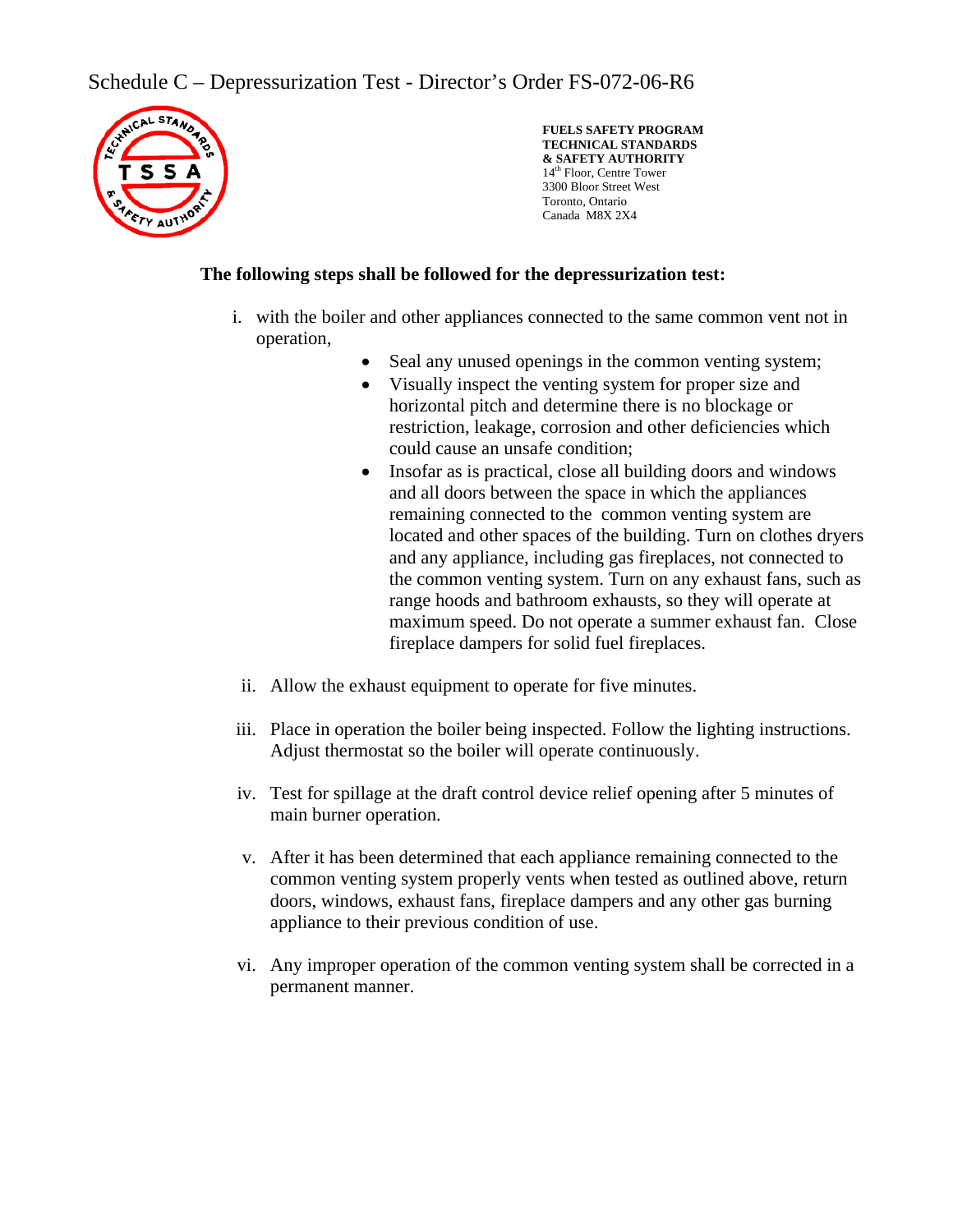Schedule C – Depressurization Test - Director's Order FS-072-06-R6

**FUELS SAFETY PROGRAM**
**TECHNICAL STANDARDS**
**& SAFETY AUTHORITY**
14th Floor, Centre Tower
3300 Bloor Street West
Toronto, Ontario
Canada M8X 2X4

**The following steps shall be followed for the depressurization test:**

i. with the boiler and other appliances connected to the same common vent not in operation,
   - Seal any unused openings in the common venting system;
   - Visually inspect the venting system for proper size and horizontal pitch and determine there is no blockage or restriction, leakage, corrosion and other deficiencies which could cause an unsafe condition;
   - Insofar as is practical, close all building doors and windows and all doors between the space in which the appliances remaining connected to the common venting system are located and other spaces of the building. Turn on clothes dryers and any appliance, including gas fireplaces, not connected to the common venting system. Turn on any exhaust fans, such as range hoods and bathroom exhausts, so they will operate at maximum speed. Do not operate a summer exhaust fan. Close fireplace dampers for solid fuel fireplaces.

ii. Allow the exhaust equipment to operate for five minutes.

iii. Place in operation the boiler being inspected. Follow the lighting instructions. Adjust thermostat so the boiler will operate continuously.

iv. Test for spillage at the draft control device relief opening after 5 minutes of main burner operation.

v. After it has been determined that each appliance remaining connected to the common venting system properly vents when tested as outlined above, return doors, windows, exhaust fans, fireplace dampers and any other gas burning appliance to their previous condition of use.

vi. Any improper operation of the common venting system shall be corrected in a permanent manner.